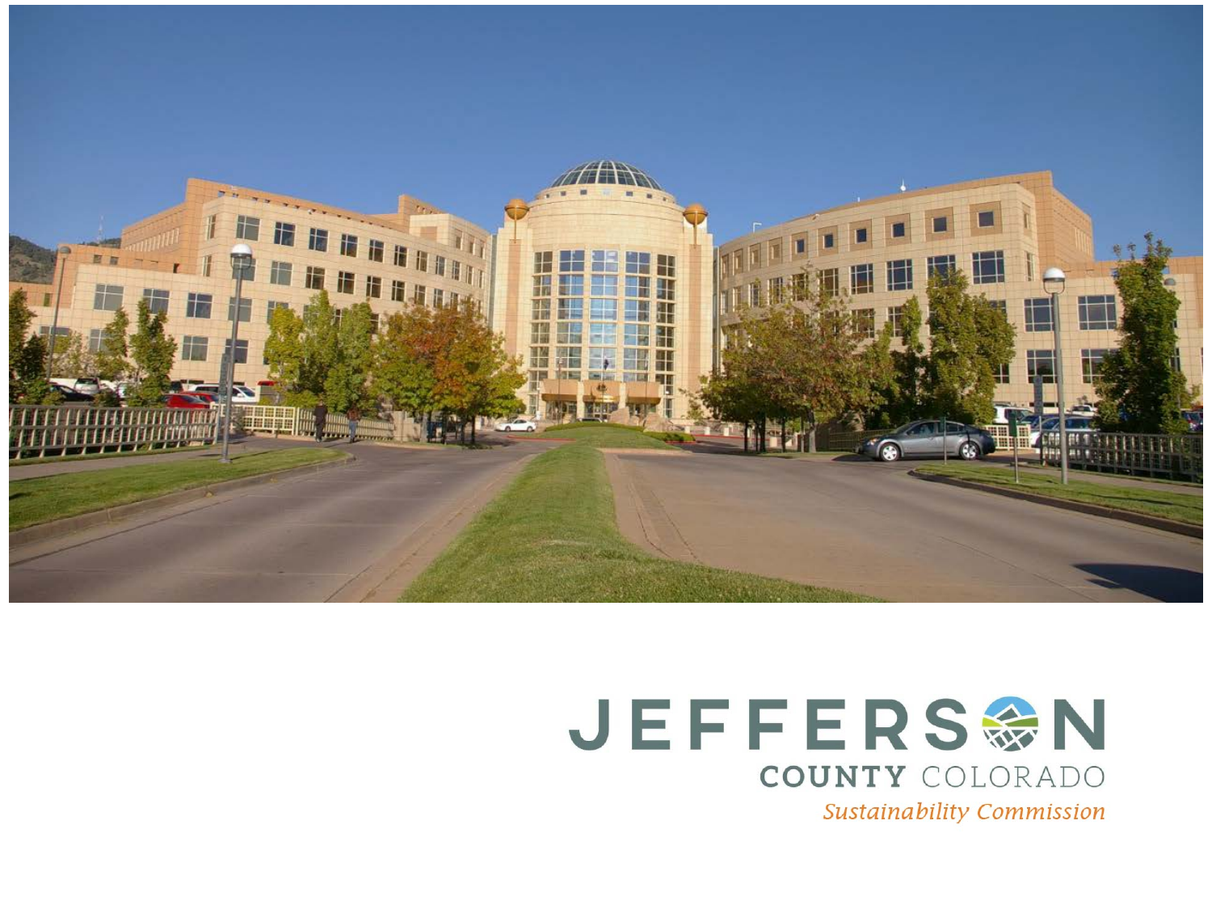JEFFERSON

COUNTY COLORADO

*Sustainability Commission*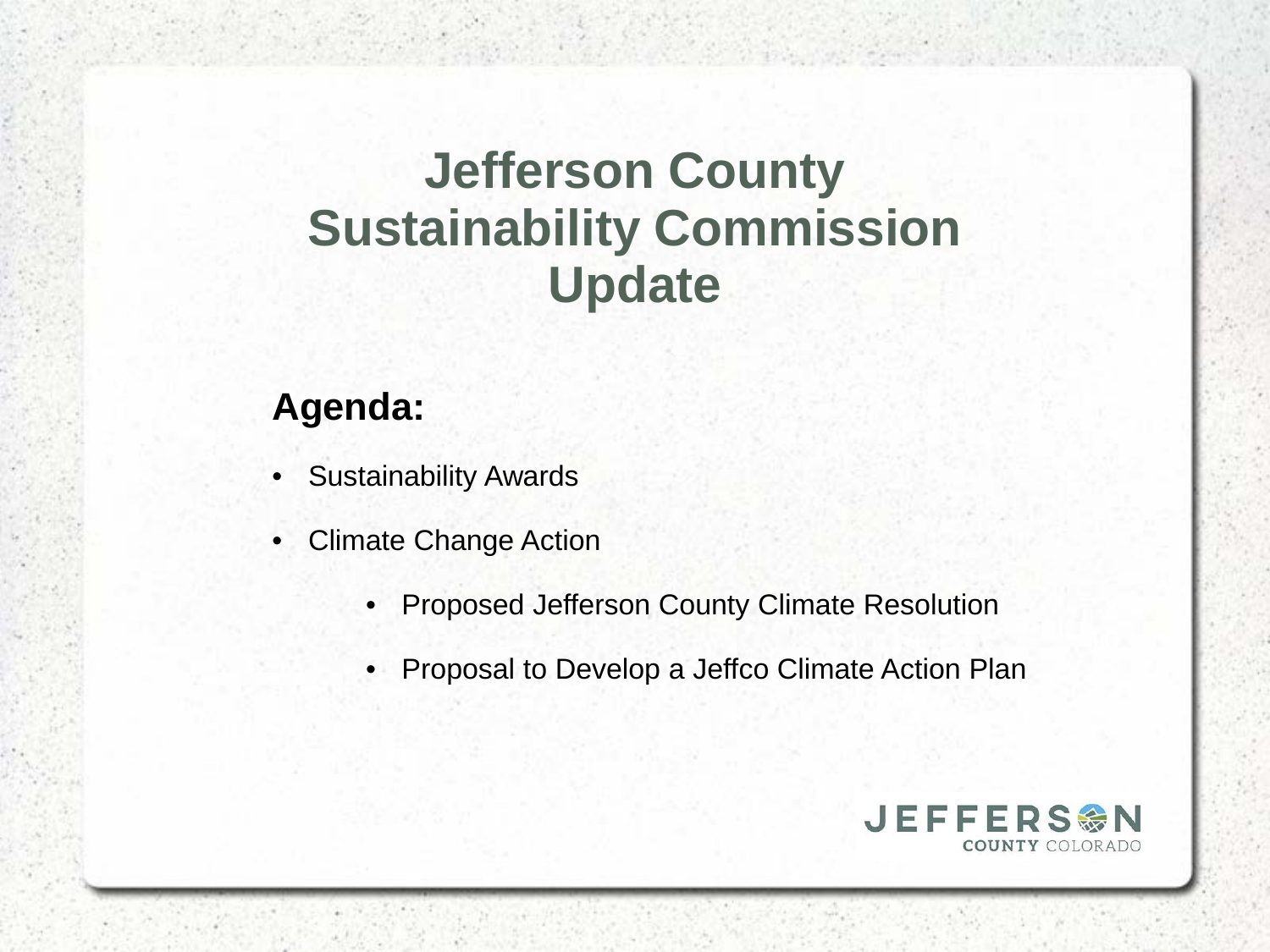# Jefferson County Sustainability Commission Update

**Agenda:**

- Sustainability Awards
- Climate Change Action
    - Proposed Jefferson County Climate Resolution
    - Proposal to Develop a Jeffco Climate Action Plan

JEFFERSON COUNTY COLORADO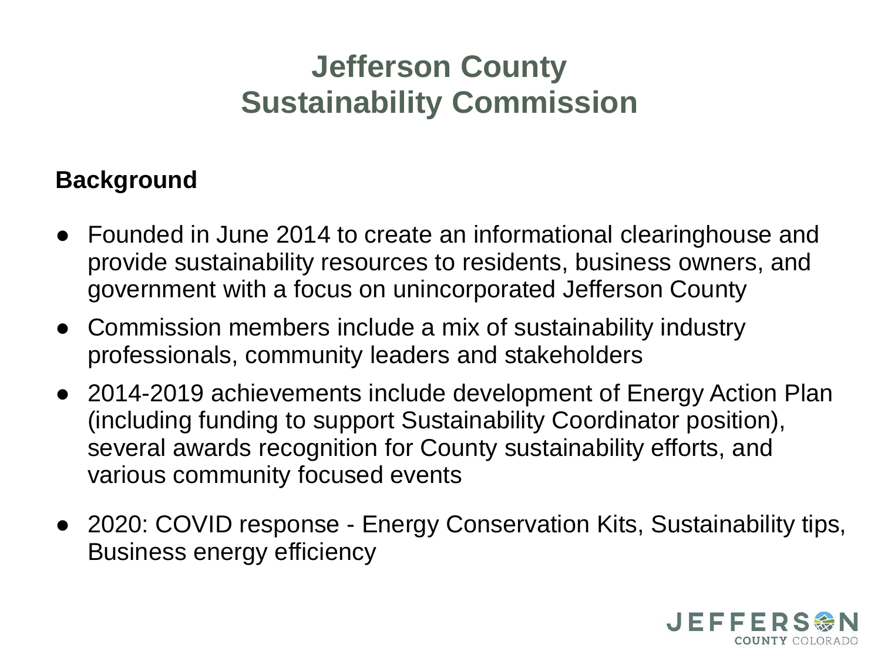# Jefferson County Sustainability Commission

**Background**

- Founded in June 2014 to create an informational clearinghouse and provide sustainability resources to residents, business owners, and government with a focus on unincorporated Jefferson County
- Commission members include a mix of sustainability industry professionals, community leaders and stakeholders
- 2014-2019 achievements include development of Energy Action Plan (including funding to support Sustainability Coordinator position), several awards recognition for County sustainability efforts, and various community focused events
- 2020: COVID response - Energy Conservation Kits, Sustainability tips, Business energy efficiency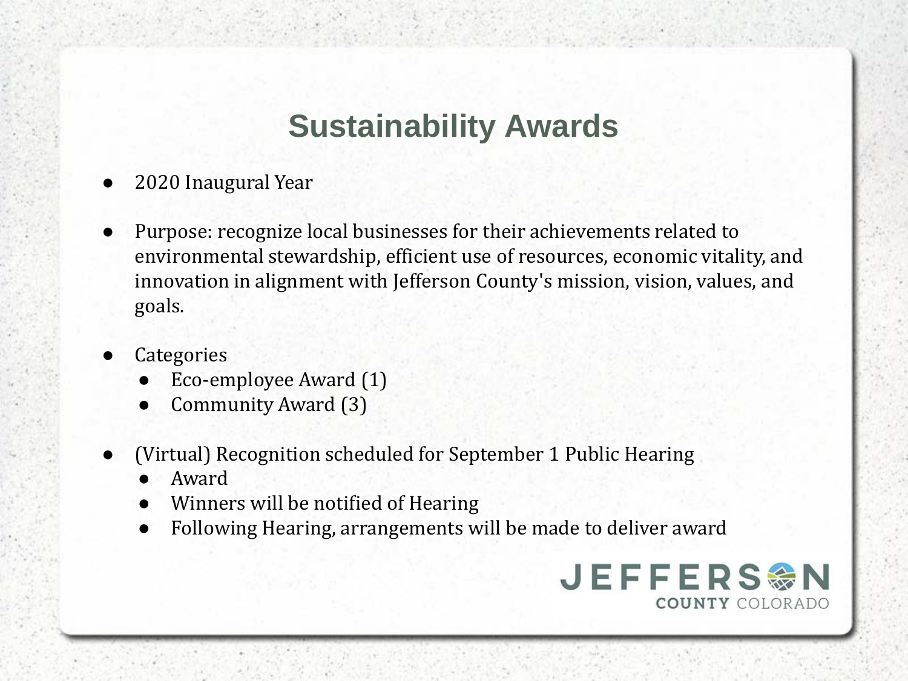# Sustainability Awards

- 2020 Inaugural Year
- Purpose: recognize local businesses for their achievements related to environmental stewardship, efficient use of resources, economic vitality, and innovation in alignment with Jefferson County's mission, vision, values, and goals.
- Categories
  - Eco-employee Award (1)
  - Community Award (3)
- (Virtual) Recognition scheduled for September 1 Public Hearing
  - Award
  - Winners will be notified of Hearing
  - Following Hearing, arrangements will be made to deliver award

JEFFERSON COUNTY COLORADO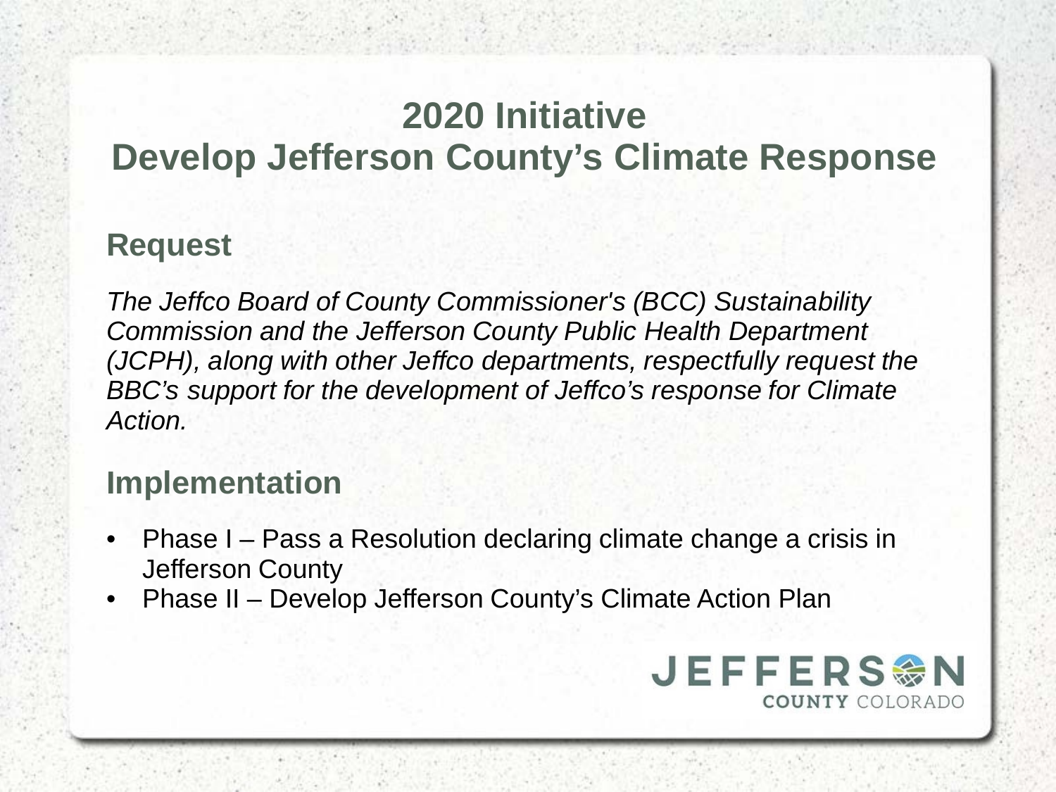# 2020 Initiative
# Develop Jefferson County's Climate Response

## Request

*The Jeffco Board of County Commissioner's (BCC) Sustainability Commission and the Jefferson County Public Health Department (JCPH), along with other Jeffco departments, respectfully request the BBC's support for the development of Jeffco's response for Climate Action.*

## Implementation

- Phase I – Pass a Resolution declaring climate change a crisis in Jefferson County
- Phase II – Develop Jefferson County's Climate Action Plan

JEFFERSON COUNTY COLORADO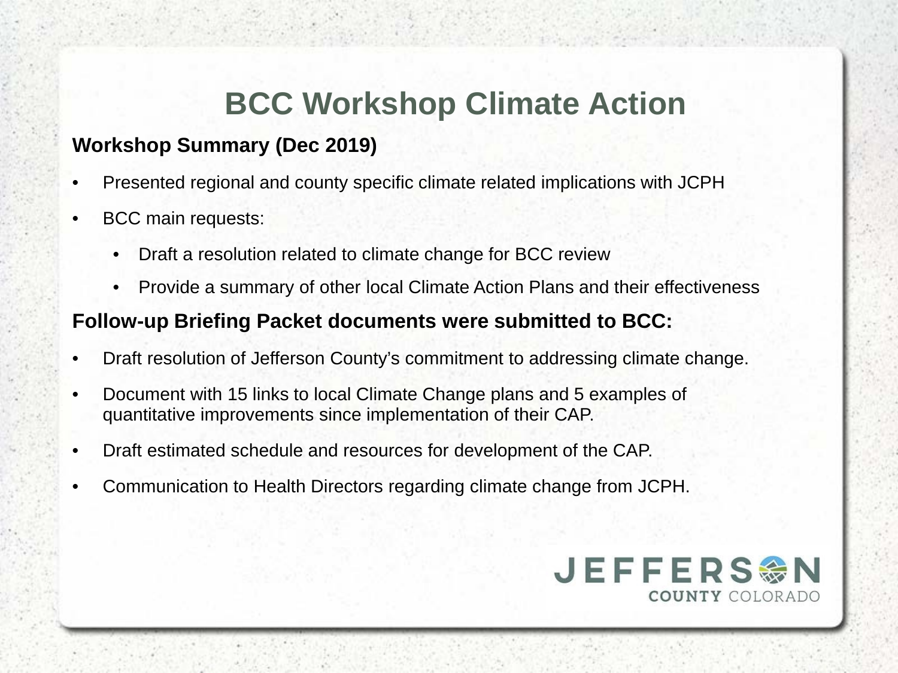# BCC Workshop Climate Action

**Workshop Summary (Dec 2019)**

- Presented regional and county specific climate related implications with JCPH
- BCC main requests:
  - Draft a resolution related to climate change for BCC review
  - Provide a summary of other local Climate Action Plans and their effectiveness

**Follow-up Briefing Packet documents were submitted to BCC:**

- Draft resolution of Jefferson County's commitment to addressing climate change.
- Document with 15 links to local Climate Change plans and 5 examples of quantitative improvements since implementation of their CAP.
- Draft estimated schedule and resources for development of the CAP.
- Communication to Health Directors regarding climate change from JCPH.

JEFFERSON COUNTY COLORADO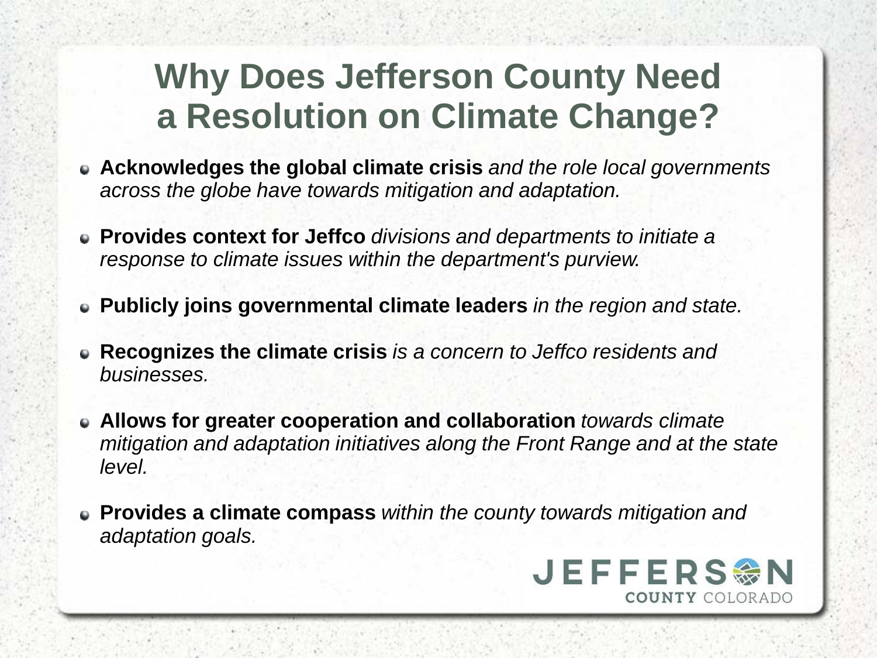# Why Does Jefferson County Need a Resolution on Climate Change?

- **Acknowledges the global climate crisis** *and the role local governments across the globe have towards mitigation and adaptation.*
- **Provides context for Jeffco** *divisions and departments to initiate a response to climate issues within the department's purview.*
- **Publicly joins governmental climate leaders** *in the region and state.*
- **Recognizes the climate crisis** *is a concern to Jeffco residents and businesses.*
- **Allows for greater cooperation and collaboration** *towards climate mitigation and adaptation initiatives along the Front Range and at the state level.*
- **Provides a climate compass** *within the county towards mitigation and adaptation goals.*

JEFFERSON COUNTY COLORADO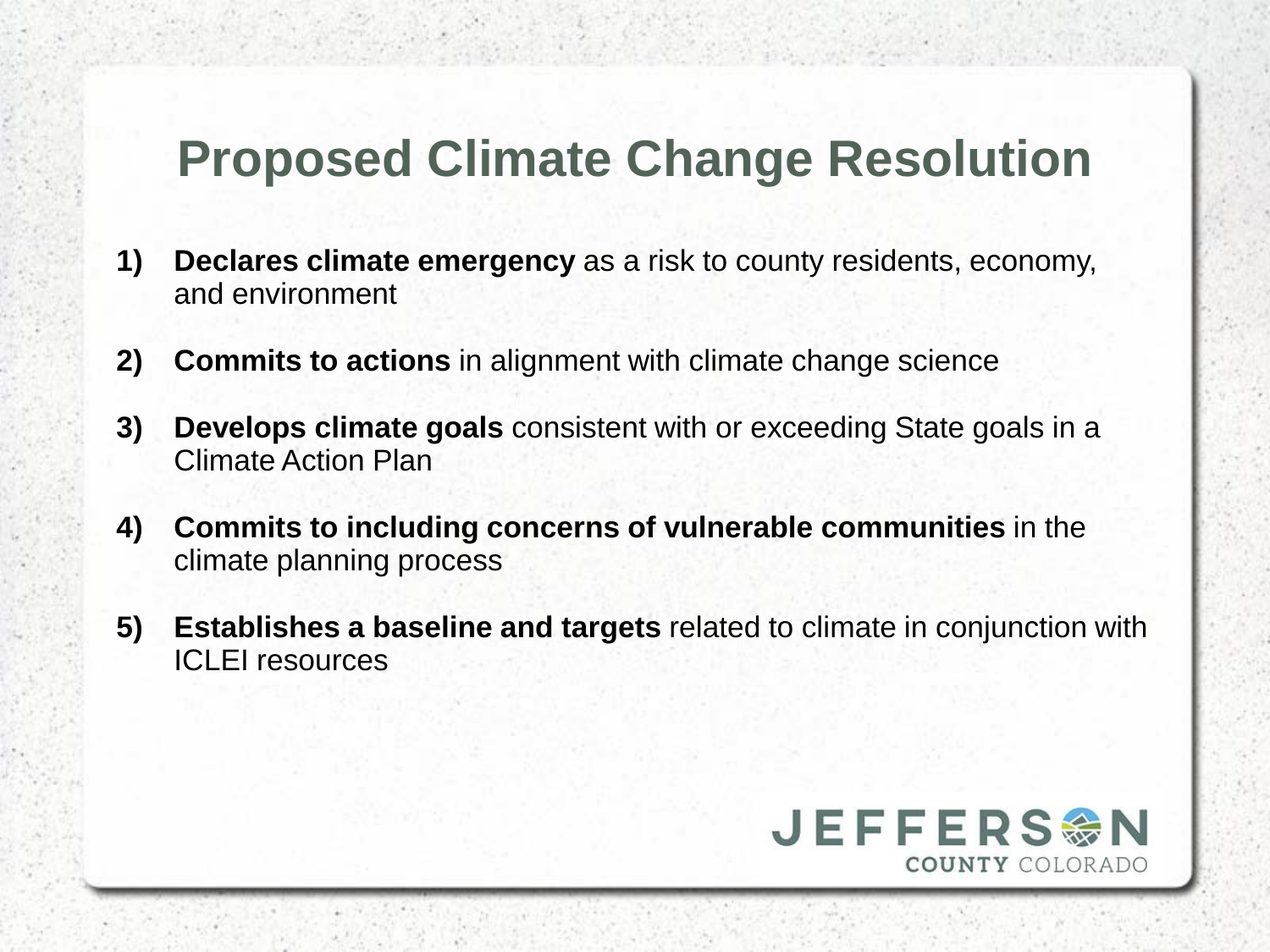# Proposed Climate Change Resolution

1) **Declares climate emergency** as a risk to county residents, economy, and environment
2) **Commits to actions** in alignment with climate change science
3) **Develops climate goals** consistent with or exceeding State goals in a Climate Action Plan
4) **Commits to including concerns of vulnerable communities** in the climate planning process
5) **Establishes a baseline and targets** related to climate in conjunction with ICLEI resources

JEFFERSON COUNTY COLORADO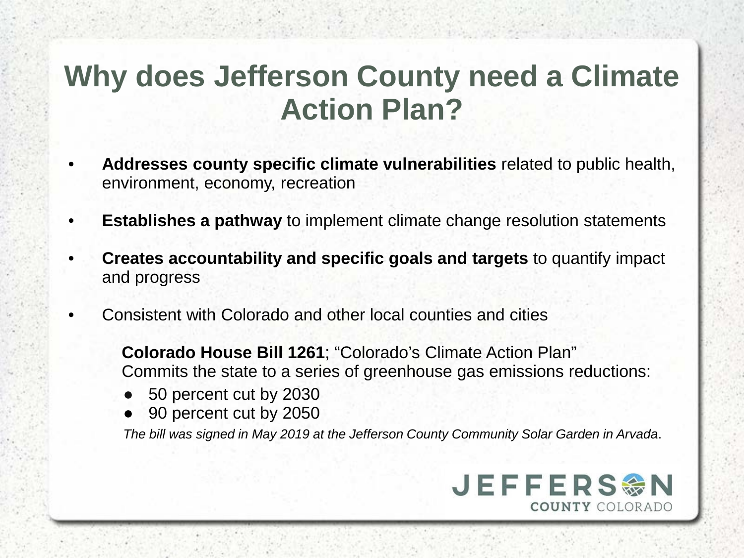# Why does Jefferson County need a Climate Action Plan?

- **Addresses county specific climate vulnerabilities** related to public health, environment, economy, recreation
- **Establishes a pathway** to implement climate change resolution statements
- **Creates accountability and specific goals and targets** to quantify impact and progress
- Consistent with Colorado and other local counties and cities

  **Colorado House Bill 1261**; "Colorado's Climate Action Plan"
  Commits the state to a series of greenhouse gas emissions reductions:

  - 50 percent cut by 2030
  - 90 percent cut by 2050

  *The bill was signed in May 2019 at the Jefferson County Community Solar Garden in Arvada*.

JEFFERSON COUNTY COLORADO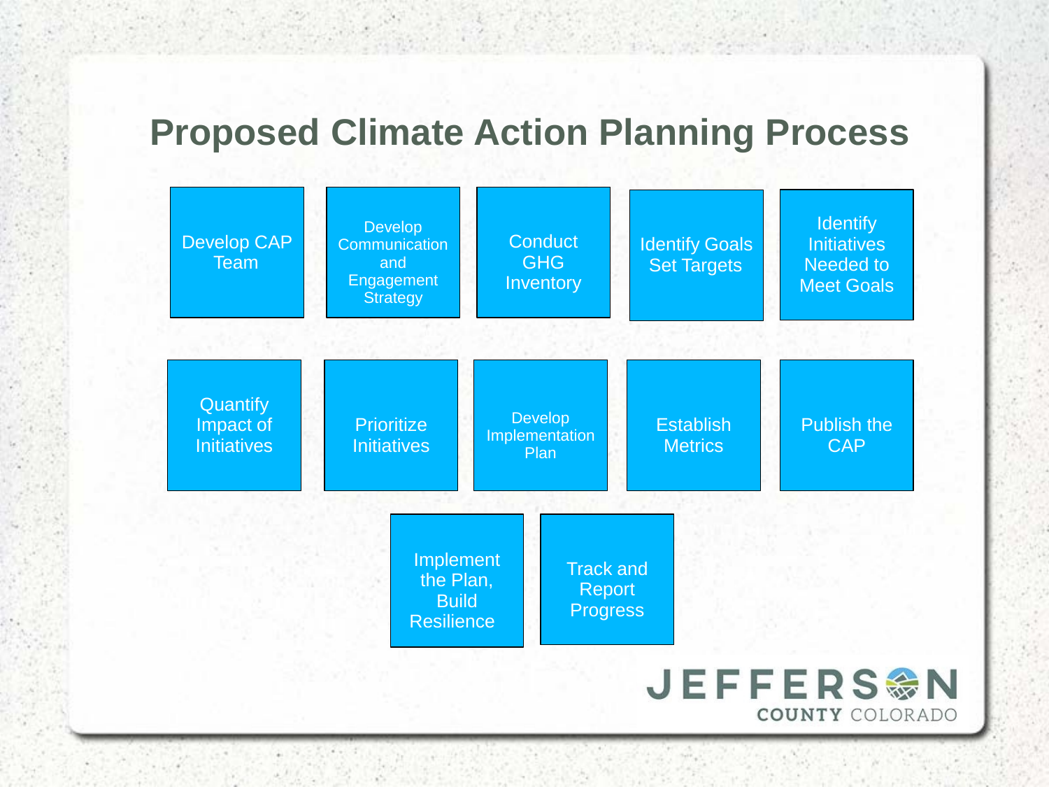# Proposed Climate Action Planning Process

- Develop CAP Team
- Develop Communication and Engagement Strategy
- Conduct GHG Inventory
- Identify Goals Set Targets
- Identify Initiatives Needed to Meet Goals
- Quantify Impact of Initiatives
- Prioritize Initiatives
- Develop Implementation Plan
- Establish Metrics
- Publish the CAP
- Implement the Plan, Build Resilience
- Track and Report Progress

JEFFERSON COUNTY COLORADO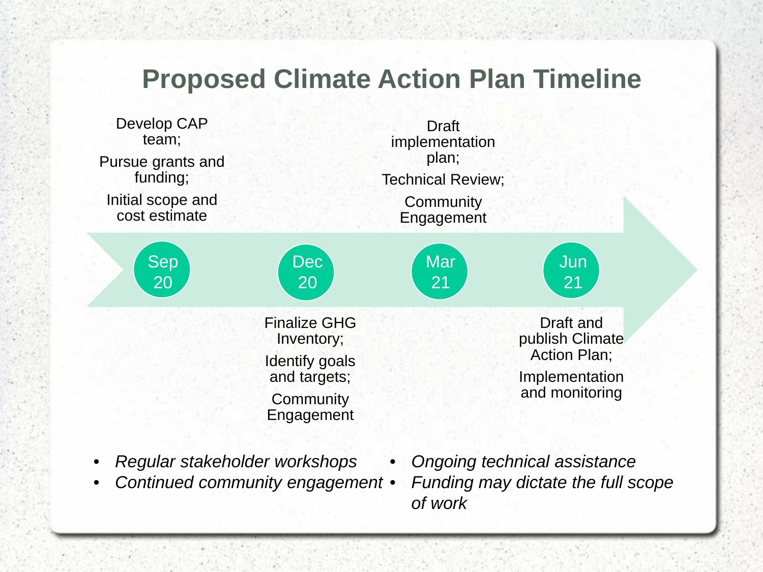# Proposed Climate Action Plan Timeline

**Sep 20**

Develop CAP team;

Pursue grants and funding;

Initial scope and cost estimate

**Dec 20**

Finalize GHG Inventory;

Identify goals and targets;

Community Engagement

**Mar 21**

Draft implementation plan;

Technical Review;

Community Engagement

**Jun 21**

Draft and publish Climate Action Plan;

Implementation and monitoring

- *Regular stakeholder workshops*
- *Continued community engagement*
- *Ongoing technical assistance*
- *Funding may dictate the full scope of work*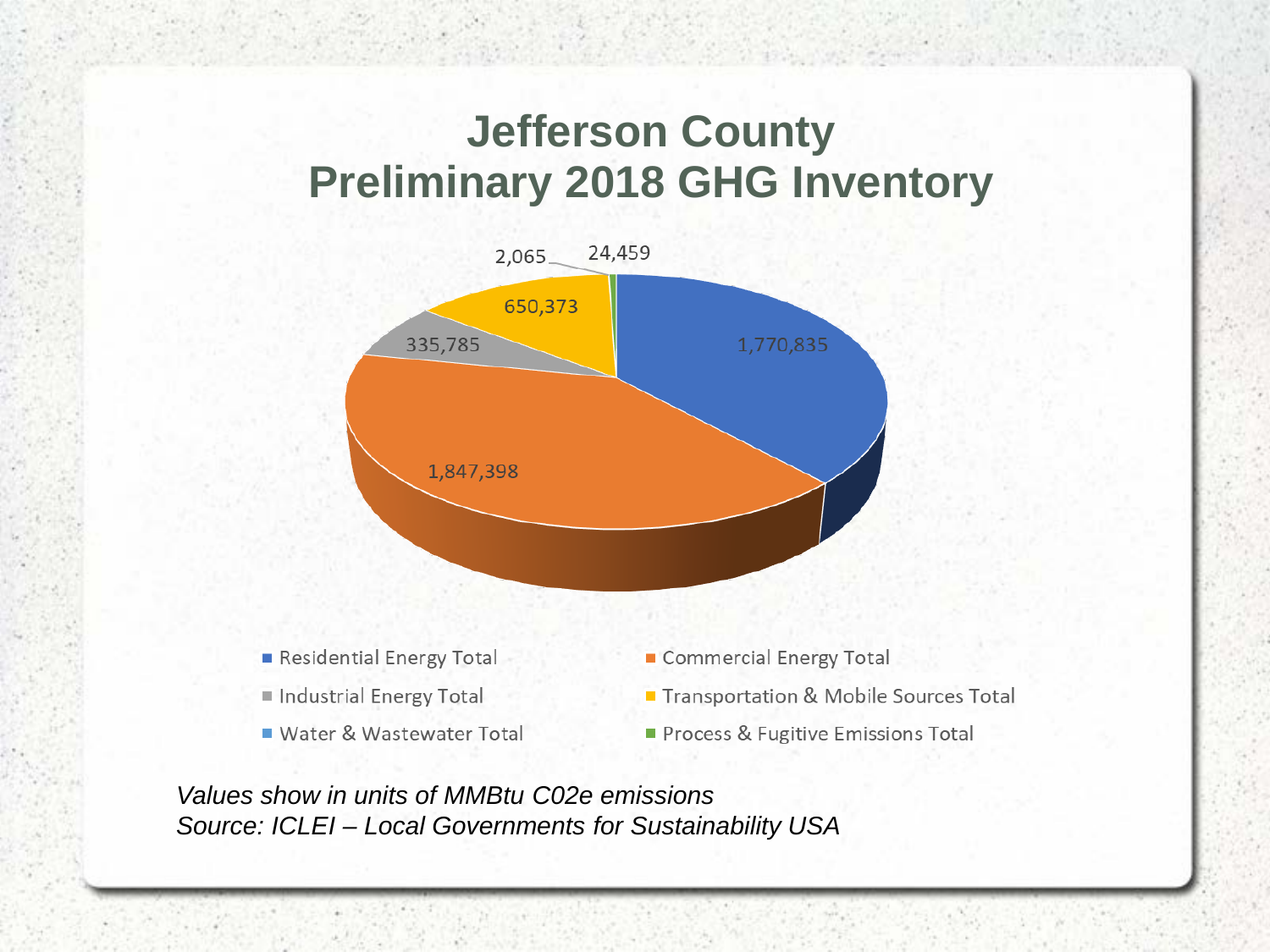# Jefferson County Preliminary 2018 GHG Inventory

| Category | Value |
|---|---|
| Residential Energy Total | 1,770,835 |
| Commercial Energy Total | 1,847,398 |
| Industrial Energy Total | 335,785 |
| Transportation & Mobile Sources Total | 650,373 |
| Water & Wastewater Total | 2,065 |
| Process & Fugitive Emissions Total | 24,459 |

*Values show in units of MMBtu C02e emissions*
*Source: ICLEI – Local Governments for Sustainability USA*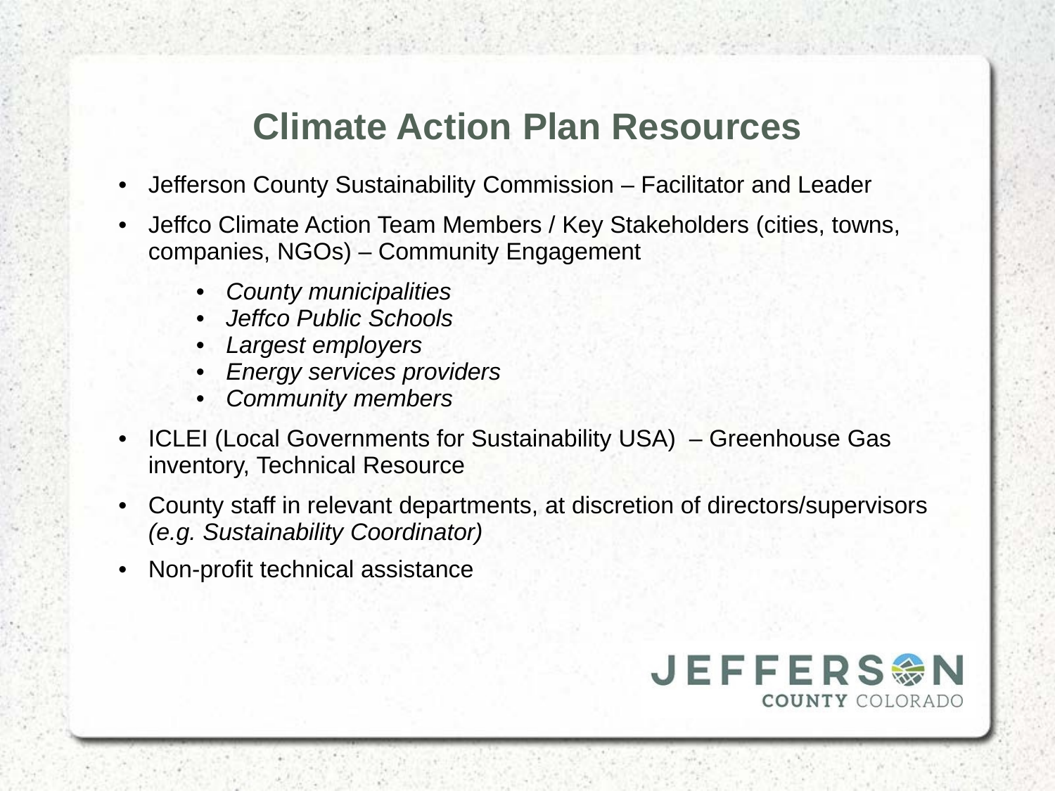# Climate Action Plan Resources

- Jefferson County Sustainability Commission – Facilitator and Leader
- Jeffco Climate Action Team Members / Key Stakeholders (cities, towns, companies, NGOs) – Community Engagement
    - *County municipalities*
    - *Jeffco Public Schools*
    - *Largest employers*
    - *Energy services providers*
    - *Community members*
- ICLEI (Local Governments for Sustainability USA) – Greenhouse Gas inventory, Technical Resource
- County staff in relevant departments, at discretion of directors/supervisors *(e.g. Sustainability Coordinator)*
- Non-profit technical assistance

JEFFERSON COUNTY COLORADO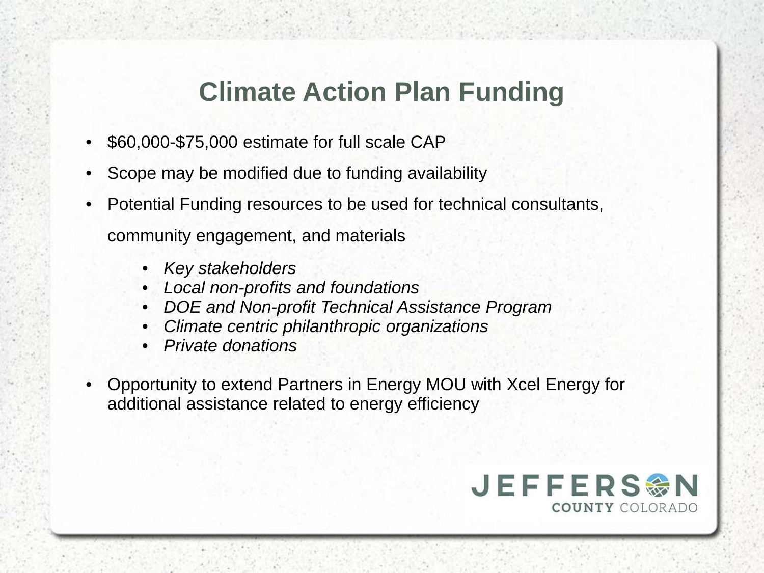# Climate Action Plan Funding

- $60,000-$75,000 estimate for full scale CAP
- Scope may be modified due to funding availability
- Potential Funding resources to be used for technical consultants, community engagement, and materials
  - *Key stakeholders*
  - *Local non-profits and foundations*
  - *DOE and Non-profit Technical Assistance Program*
  - *Climate centric philanthropic organizations*
  - *Private donations*
- Opportunity to extend Partners in Energy MOU with Xcel Energy for additional assistance related to energy efficiency

JEFFERSON COUNTY COLORADO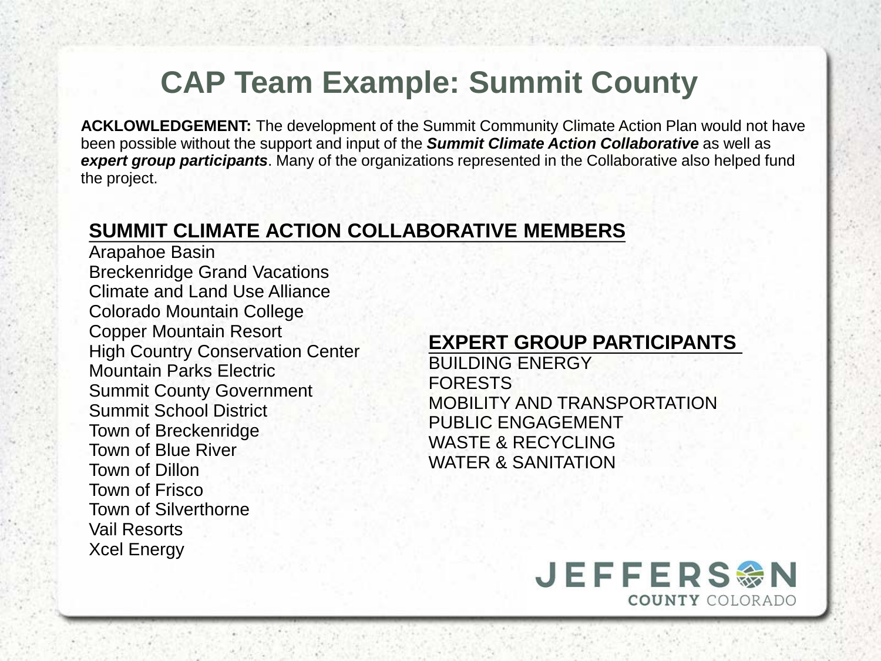# CAP Team Example: Summit County

**ACKLOWLEDGEMENT:** The development of the Summit Community Climate Action Plan would not have been possible without the support and input of the ***Summit Climate Action Collaborative*** as well as ***expert group participants***. Many of the organizations represented in the Collaborative also helped fund the project.

## SUMMIT CLIMATE ACTION COLLABORATIVE MEMBERS

Arapahoe Basin
Breckenridge Grand Vacations
Climate and Land Use Alliance
Colorado Mountain College
Copper Mountain Resort
High Country Conservation Center
Mountain Parks Electric
Summit County Government
Summit School District
Town of Breckenridge
Town of Blue River
Town of Dillon
Town of Frisco
Town of Silverthorne
Vail Resorts
Xcel Energy

## EXPERT GROUP PARTICIPANTS

BUILDING ENERGY
FORESTS
MOBILITY AND TRANSPORTATION
PUBLIC ENGAGEMENT
WASTE & RECYCLING
WATER & SANITATION

JEFFERSON COUNTY COLORADO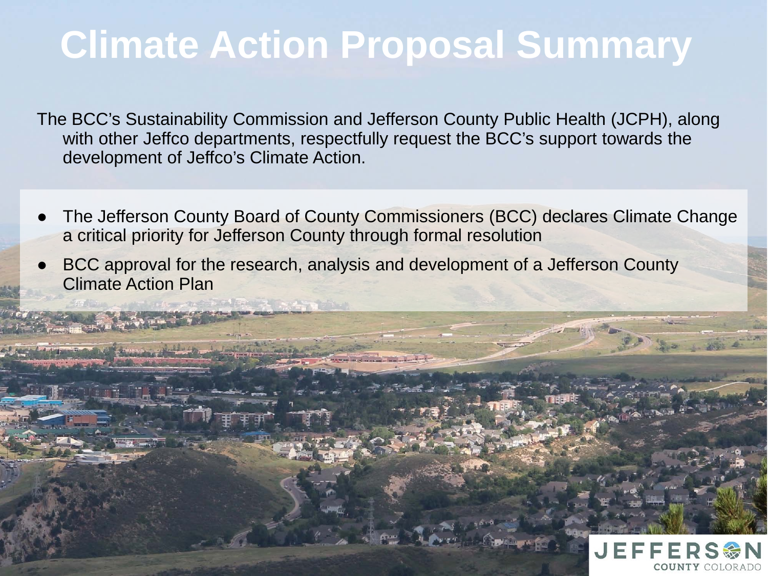# Climate Action Proposal Summary

The BCC's Sustainability Commission and Jefferson County Public Health (JCPH), along with other Jeffco departments, respectfully request the BCC's support towards the development of Jeffco's Climate Action.

- The Jefferson County Board of County Commissioners (BCC) declares Climate Change a critical priority for Jefferson County through formal resolution
- BCC approval for the research, analysis and development of a Jefferson County Climate Action Plan

JEFFERSON COUNTY COLORADO